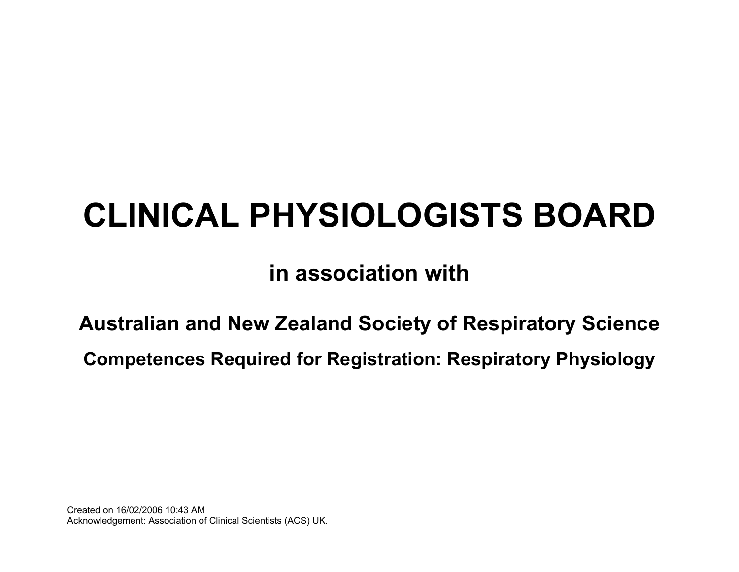# CLINICAL PHYSIOLOGISTS BOARD

## in association with

### Australian and New Zealand Society of Respiratory Science

### Competences Required for Registration: Respiratory Physiology

Created on 16/02/2006 10:43 AM
Acknowledgement: Association of Clinical Scientists (ACS) UK.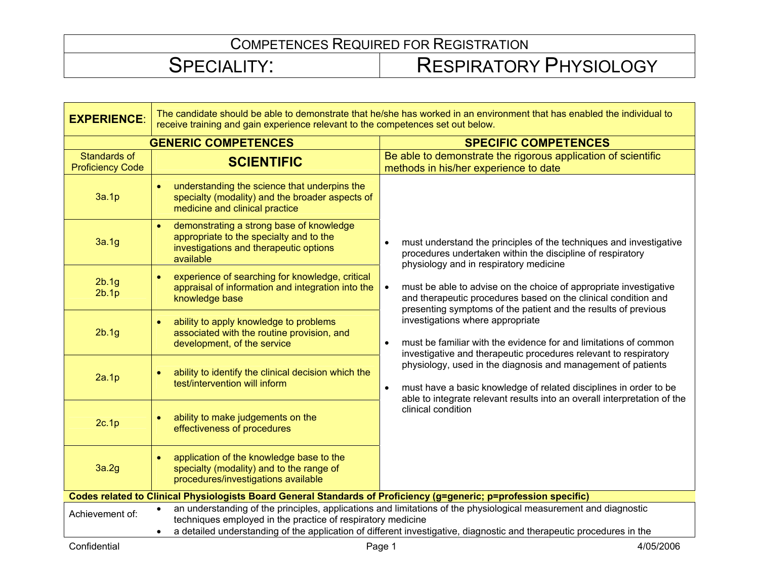# COMPETENCES REQUIRED FOR REGISTRATION

| SPECIALITY: | RESPIRATORY PHYSIOLOGY |
|---|---|

**EXPERIENCE**: The candidate should be able to demonstrate that he/she has worked in an environment that has enabled the individual to receive training and gain experience relevant to the competences set out below.

| GENERIC COMPETENCES | | SPECIFIC COMPETENCES |
|---|---|---|
| Standards of Proficiency Code | **SCIENTIFIC** | Be able to demonstrate the rigorous application of scientific methods in his/her experience to date |
| 3a.1p | • understanding the science that underpins the specialty (modality) and the broader aspects of medicine and clinical practice | • must understand the principles of the techniques and investigative procedures undertaken within the discipline of respiratory physiology and in respiratory medicine<br><br>• must be able to advise on the choice of appropriate investigative and therapeutic procedures based on the clinical condition and presenting symptoms of the patient and the results of previous investigations where appropriate<br><br>• must be familiar with the evidence for and limitations of common investigative and therapeutic procedures relevant to respiratory physiology, used in the diagnosis and management of patients<br><br>• must have a basic knowledge of related disciplines in order to be able to integrate relevant results into an overall interpretation of the clinical condition |
| 3a.1g | • demonstrating a strong base of knowledge appropriate to the specialty and to the investigations and therapeutic options available | |
| 2b.1g<br>2b.1p | • experience of searching for knowledge, critical appraisal of information and integration into the knowledge base | |
| 2b.1g | • ability to apply knowledge to problems associated with the routine provision, and development, of the service | |
| 2a.1p | • ability to identify the clinical decision which the test/intervention will inform | |
| 2c.1p | • ability to make judgements on the effectiveness of procedures | |
| 3a.2g | • application of the knowledge base to the specialty (modality) and to the range of procedures/investigations available | |

**Codes related to Clinical Physiologists Board General Standards of Proficiency (g=generic; p=profession specific)**

Achievement of:

- an understanding of the principles, applications and limitations of the physiological measurement and diagnostic techniques employed in the practice of respiratory medicine
- a detailed understanding of the application of different investigative, diagnostic and therapeutic procedures in the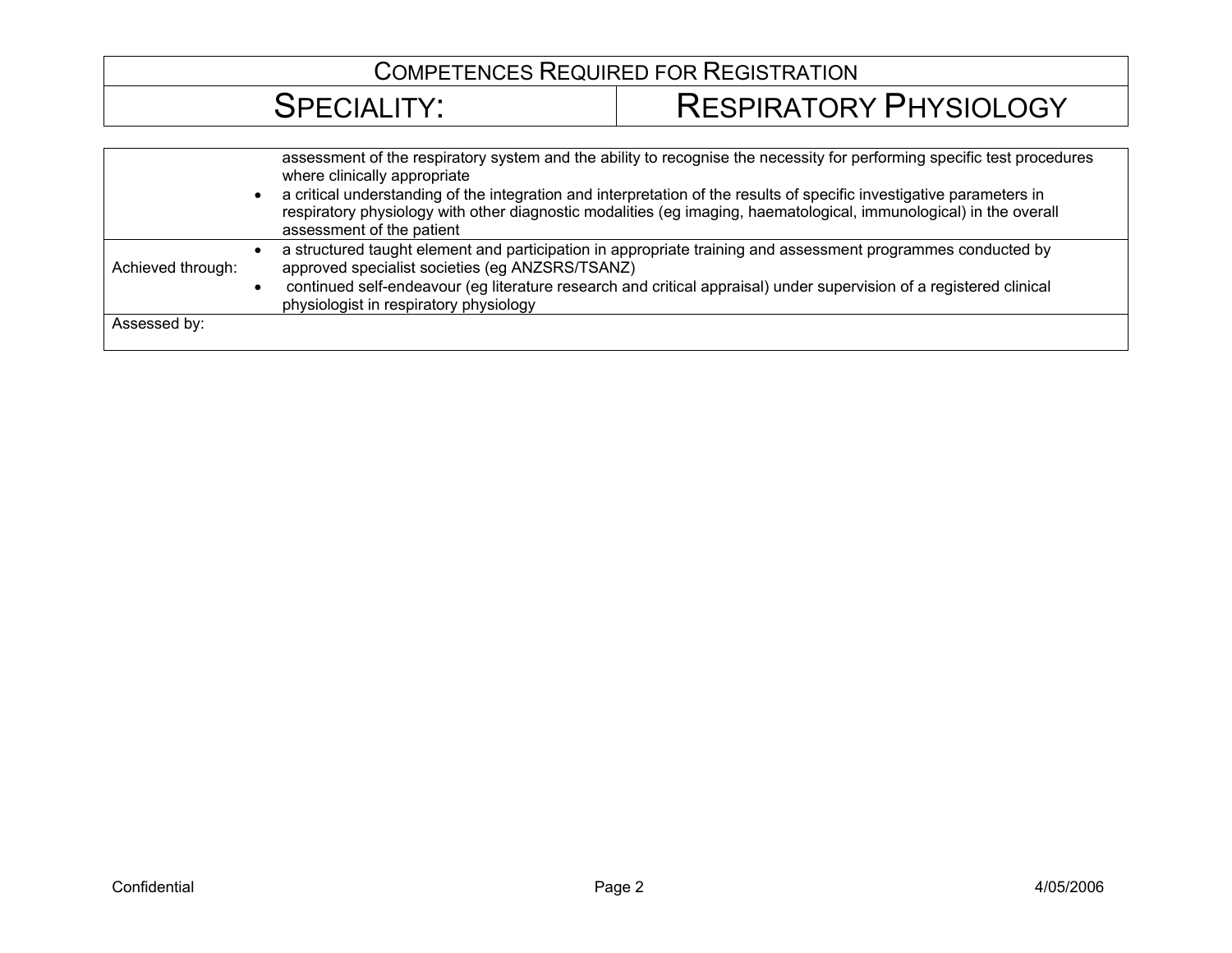| COMPETENCES REQUIRED FOR REGISTRATION | |
|---|---|
| SPECIALITY: | RESPIRATORY PHYSIOLOGY |

| | |
|---|---|
| | assessment of the respiratory system and the ability to recognise the necessity for performing specific test procedures where clinically appropriate<br>• a critical understanding of the integration and interpretation of the results of specific investigative parameters in respiratory physiology with other diagnostic modalities (eg imaging, haematological, immunological) in the overall assessment of the patient |
| Achieved through: | • a structured taught element and participation in appropriate training and assessment programmes conducted by approved specialist societies (eg ANZSRS/TSANZ)<br>• continued self-endeavour (eg literature research and critical appraisal) under supervision of a registered clinical physiologist in respiratory physiology |
| Assessed by: | |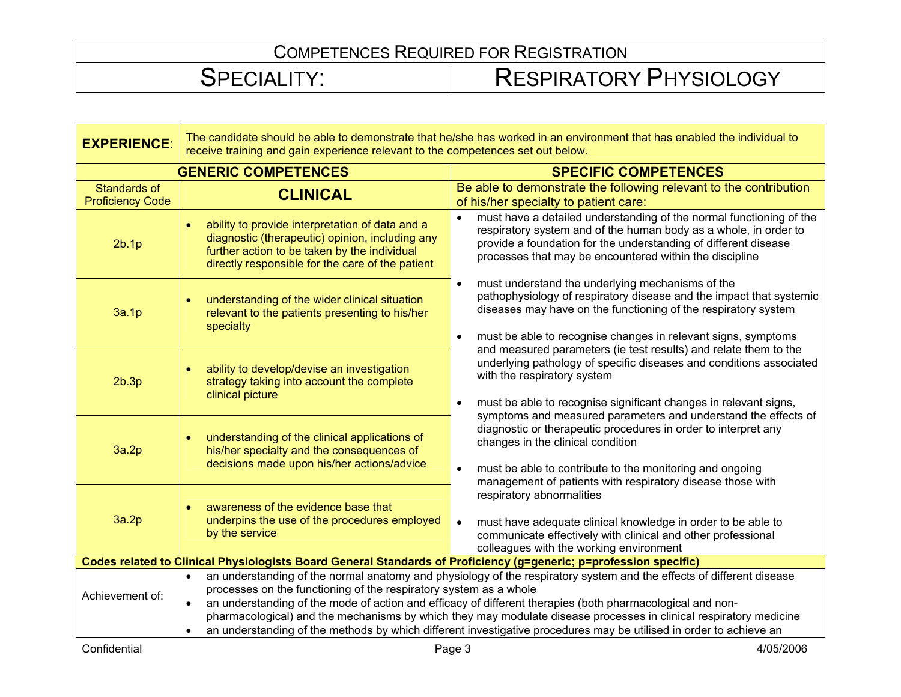# COMPETENCES REQUIRED FOR REGISTRATION

| SPECIALITY: | RESPIRATORY PHYSIOLOGY |
|---|---|

**EXPERIENCE**: The candidate should be able to demonstrate that he/she has worked in an environment that has enabled the individual to receive training and gain experience relevant to the competences set out below.

| GENERIC COMPETENCES | | SPECIFIC COMPETENCES |
|---|---|---|
| Standards of Proficiency Code | **CLINICAL** | Be able to demonstrate the following relevant to the contribution of his/her specialty to patient care: |
| 2b.1p | • ability to provide interpretation of data and a diagnostic (therapeutic) opinion, including any further action to be taken by the individual directly responsible for the care of the patient | • must have a detailed understanding of the normal functioning of the respiratory system and of the human body as a whole, in order to provide a foundation for the understanding of different disease processes that may be encountered within the discipline<br>• must understand the underlying mechanisms of the pathophysiology of respiratory disease and the impact that systemic diseases may have on the functioning of the respiratory system<br>• must be able to recognise changes in relevant signs, symptoms and measured parameters (ie test results) and relate them to the underlying pathology of specific diseases and conditions associated with the respiratory system<br>• must be able to recognise significant changes in relevant signs, symptoms and measured parameters and understand the effects of diagnostic or therapeutic procedures in order to interpret any changes in the clinical condition<br>• must be able to contribute to the monitoring and ongoing management of patients with respiratory disease those with respiratory abnormalities<br>• must have adequate clinical knowledge in order to be able to communicate effectively with clinical and other professional colleagues with the working environment |
| 3a.1p | • understanding of the wider clinical situation relevant to the patients presenting to his/her specialty | |
| 2b.3p | • ability to develop/devise an investigation strategy taking into account the complete clinical picture | |
| 3a.2p | • understanding of the clinical applications of his/her specialty and the consequences of decisions made upon his/her actions/advice | |
| 3a.2p | • awareness of the evidence base that underpins the use of the procedures employed by the service | |

**Codes related to Clinical Physiologists Board General Standards of Proficiency (g=generic; p=profession specific)**

Achievement of:

- an understanding of the normal anatomy and physiology of the respiratory system and the effects of different disease processes on the functioning of the respiratory system as a whole
- an understanding of the mode of action and efficacy of different therapies (both pharmacological and non-pharmacological) and the mechanisms by which they may modulate disease processes in clinical respiratory medicine
- an understanding of the methods by which different investigative procedures may be utilised in order to achieve an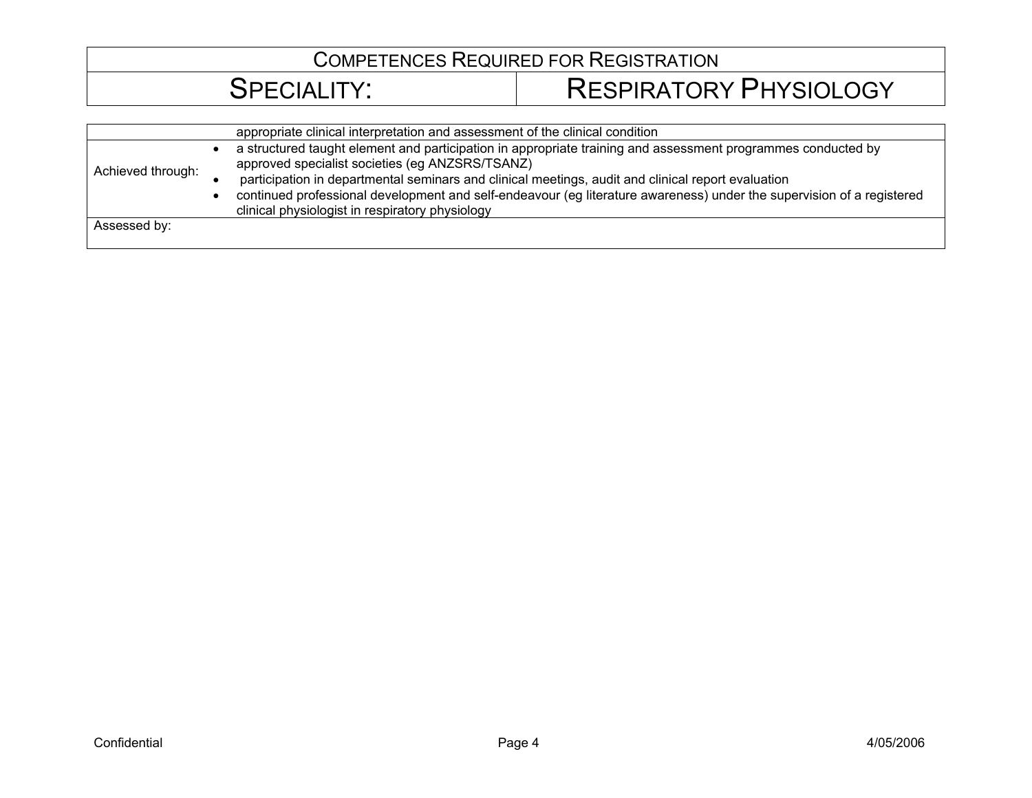| COMPETENCES REQUIRED FOR REGISTRATION | |
|---|---|
| SPECIALITY: | RESPIRATORY PHYSIOLOGY |

| | |
|---|---|
| | appropriate clinical interpretation and assessment of the clinical condition |
| Achieved through: | • a structured taught element and participation in appropriate training and assessment programmes conducted by approved specialist societies (eg ANZSRS/TSANZ)<br>• participation in departmental seminars and clinical meetings, audit and clinical report evaluation<br>• continued professional development and self-endeavour (eg literature awareness) under the supervision of a registered clinical physiologist in respiratory physiology |
| Assessed by: | |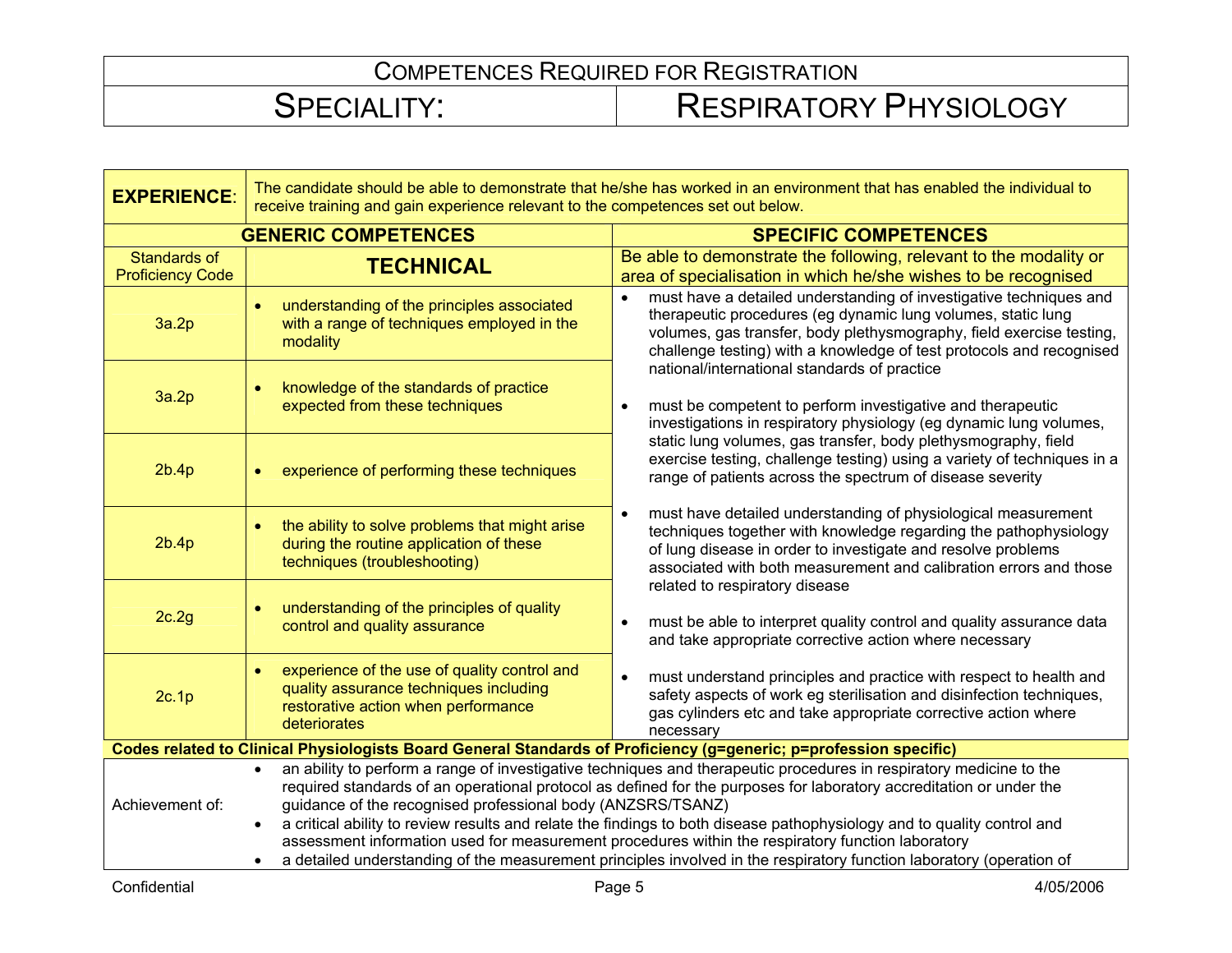# COMPETENCES REQUIRED FOR REGISTRATION

## SPECIALITY: RESPIRATORY PHYSIOLOGY

**EXPERIENCE**: The candidate should be able to demonstrate that he/she has worked in an environment that has enabled the individual to receive training and gain experience relevant to the competences set out below.

| GENERIC COMPETENCES | | SPECIFIC COMPETENCES |
|---|---|---|
| Standards of Proficiency Code | **TECHNICAL** | Be able to demonstrate the following, relevant to the modality or area of specialisation in which he/she wishes to be recognised |
| 3a.2p | • understanding of the principles associated with a range of techniques employed in the modality | • must have a detailed understanding of investigative techniques and therapeutic procedures (eg dynamic lung volumes, static lung volumes, gas transfer, body plethysmography, field exercise testing, challenge testing) with a knowledge of test protocols and recognised national/international standards of practice |
| 3a.2p | • knowledge of the standards of practice expected from these techniques | • must be competent to perform investigative and therapeutic investigations in respiratory physiology (eg dynamic lung volumes, static lung volumes, gas transfer, body plethysmography, field exercise testing, challenge testing) using a variety of techniques in a range of patients across the spectrum of disease severity |
| 2b.4p | • experience of performing these techniques | |
| 2b.4p | • the ability to solve problems that might arise during the routine application of these techniques (troubleshooting) | • must have detailed understanding of physiological measurement techniques together with knowledge regarding the pathophysiology of lung disease in order to investigate and resolve problems associated with both measurement and calibration errors and those related to respiratory disease |
| 2c.2g | • understanding of the principles of quality control and quality assurance | • must be able to interpret quality control and quality assurance data and take appropriate corrective action where necessary |
| 2c.1p | • experience of the use of quality control and quality assurance techniques including restorative action when performance deteriorates | • must understand principles and practice with respect to health and safety aspects of work eg sterilisation and disinfection techniques, gas cylinders etc and take appropriate corrective action where necessary |

**Codes related to Clinical Physiologists Board General Standards of Proficiency (g=generic; p=profession specific)**

Achievement of:

- an ability to perform a range of investigative techniques and therapeutic procedures in respiratory medicine to the required standards of an operational protocol as defined for the purposes for laboratory accreditation or under the guidance of the recognised professional body (ANZSRS/TSANZ)
- a critical ability to review results and relate the findings to both disease pathophysiology and to quality control and assessment information used for measurement procedures within the respiratory function laboratory
- a detailed understanding of the measurement principles involved in the respiratory function laboratory (operation of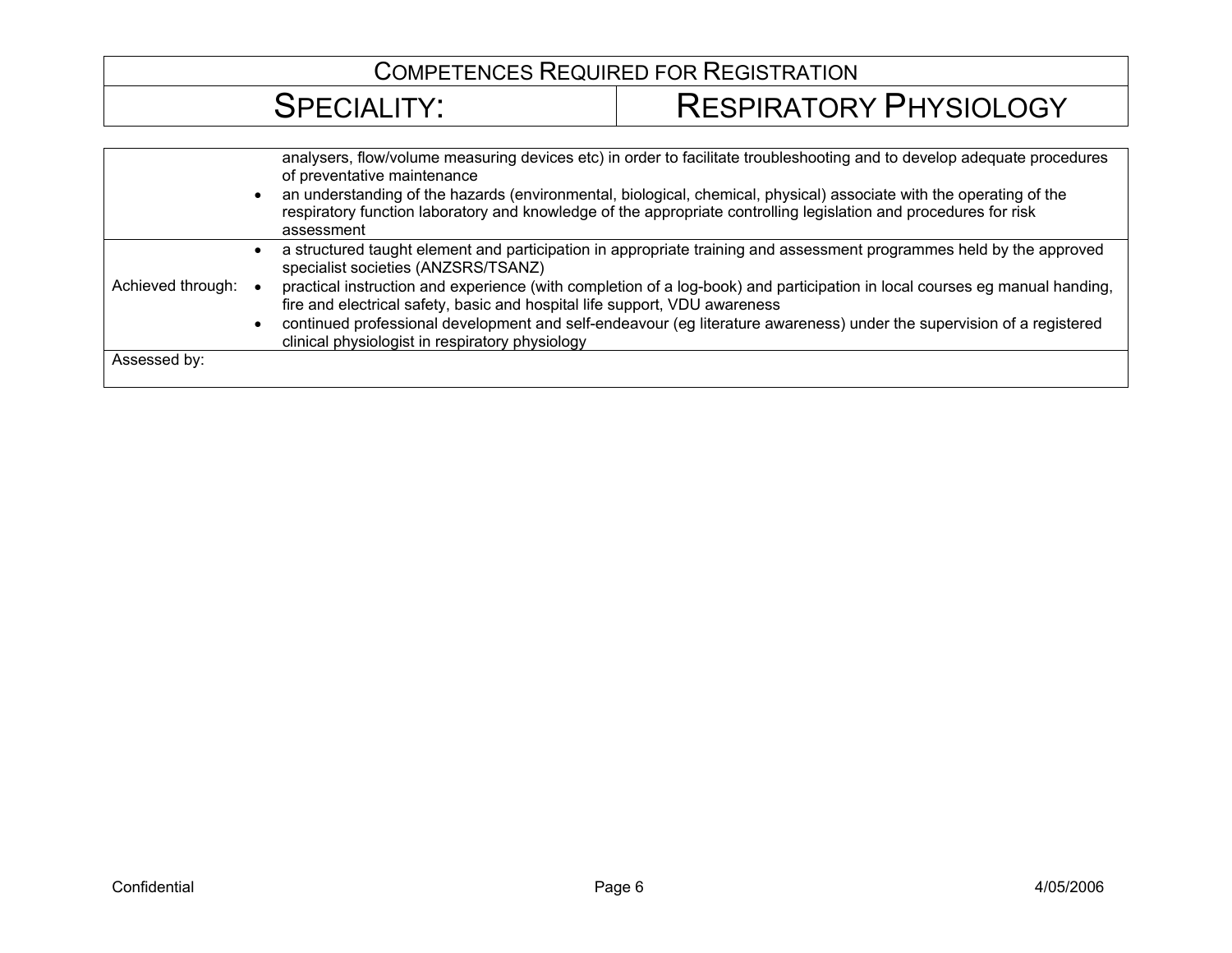| COMPETENCES REQUIRED FOR REGISTRATION | |
|---|---|
| SPECIALITY: | RESPIRATORY PHYSIOLOGY |

| | |
|---|---|
| | analysers, flow/volume measuring devices etc) in order to facilitate troubleshooting and to develop adequate procedures of preventative maintenance<br>• an understanding of the hazards (environmental, biological, chemical, physical) associate with the operating of the respiratory function laboratory and knowledge of the appropriate controlling legislation and procedures for risk assessment |
| Achieved through: | • a structured taught element and participation in appropriate training and assessment programmes held by the approved specialist societies (ANZSRS/TSANZ)<br>• practical instruction and experience (with completion of a log-book) and participation in local courses eg manual handing, fire and electrical safety, basic and hospital life support, VDU awareness<br>• continued professional development and self-endeavour (eg literature awareness) under the supervision of a registered clinical physiologist in respiratory physiology |
| Assessed by: | |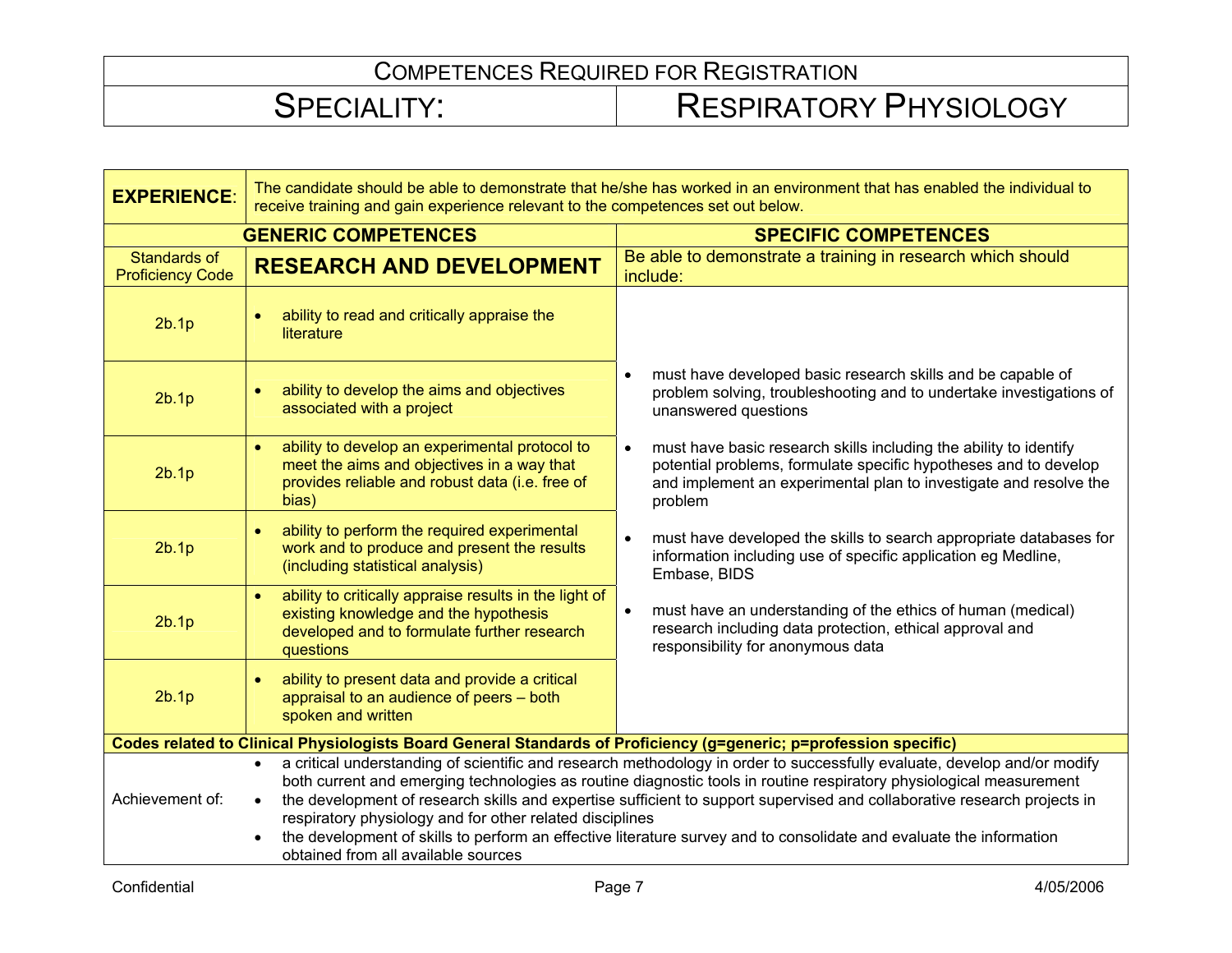# Competences Required for Registration

## Speciality: Respiratory Physiology

| **EXPERIENCE**: | The candidate should be able to demonstrate that he/she has worked in an environment that has enabled the individual to receive training and gain experience relevant to the competences set out below. | |
|---|---|---|
| | **GENERIC COMPETENCES** | **SPECIFIC COMPETENCES** |
| Standards of Proficiency Code | **RESEARCH AND DEVELOPMENT** | Be able to demonstrate a training in research which should include: |
| 2b.1p | • ability to read and critically appraise the literature | • must have developed basic research skills and be capable of problem solving, troubleshooting and to undertake investigations of unanswered questions<br>• must have basic research skills including the ability to identify potential problems, formulate specific hypotheses and to develop and implement an experimental plan to investigate and resolve the problem<br>• must have developed the skills to search appropriate databases for information including use of specific application eg Medline, Embase, BIDS<br>• must have an understanding of the ethics of human (medical) research including data protection, ethical approval and responsibility for anonymous data |
| 2b.1p | • ability to develop the aims and objectives associated with a project | |
| 2b.1p | • ability to develop an experimental protocol to meet the aims and objectives in a way that provides reliable and robust data (i.e. free of bias) | |
| 2b.1p | • ability to perform the required experimental work and to produce and present the results (including statistical analysis) | |
| 2b.1p | • ability to critically appraise results in the light of existing knowledge and the hypothesis developed and to formulate further research questions | |
| 2b.1p | • ability to present data and provide a critical appraisal to an audience of peers – both spoken and written | |
| **Codes related to Clinical Physiologists Board General Standards of Proficiency (g=generic; p=profession specific)** | | |
| Achievement of: | • a critical understanding of scientific and research methodology in order to successfully evaluate, develop and/or modify both current and emerging technologies as routine diagnostic tools in routine respiratory physiological measurement<br>• the development of research skills and expertise sufficient to support supervised and collaborative research projects in respiratory physiology and for other related disciplines<br>• the development of skills to perform an effective literature survey and to consolidate and evaluate the information obtained from all available sources | |

Confidential 4/05/2006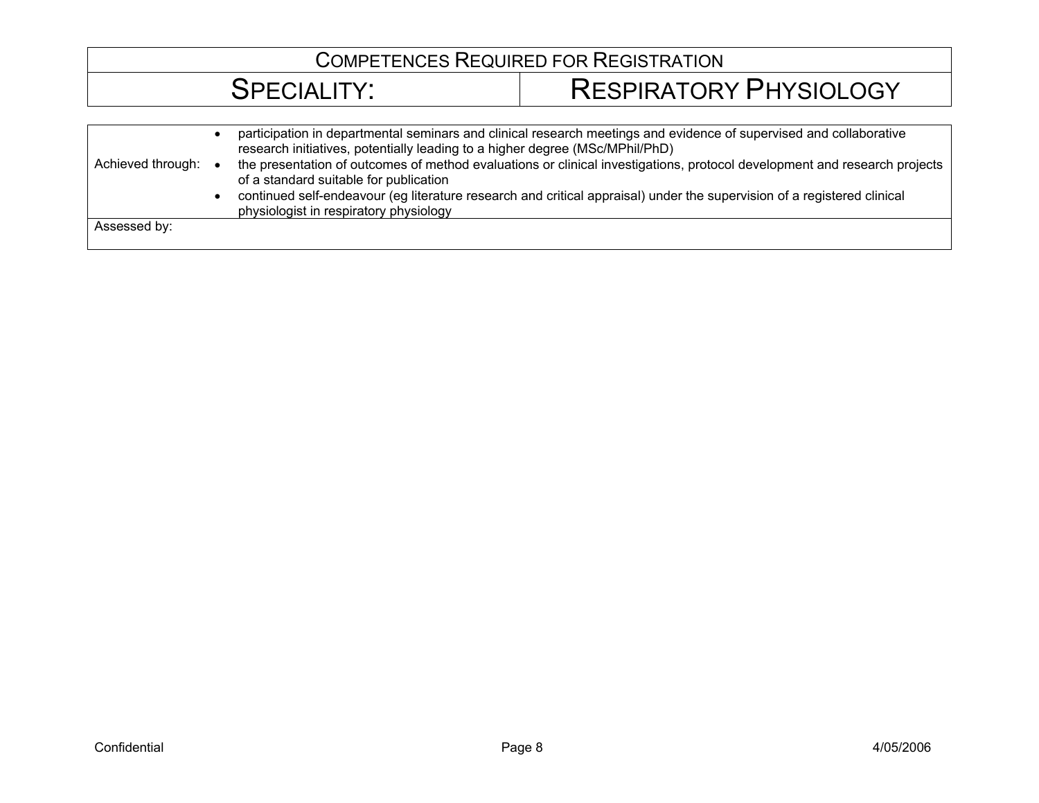| COMPETENCES REQUIRED FOR REGISTRATION | |
| --- | --- |
| SPECIALITY: | RESPIRATORY PHYSIOLOGY |

| | |
| --- | --- |
| Achieved through: | • participation in departmental seminars and clinical research meetings and evidence of supervised and collaborative research initiatives, potentially leading to a higher degree (MSc/MPhil/PhD)<br>• the presentation of outcomes of method evaluations or clinical investigations, protocol development and research projects of a standard suitable for publication<br>• continued self-endeavour (eg literature research and critical appraisal) under the supervision of a registered clinical physiologist in respiratory physiology |
| Assessed by: | |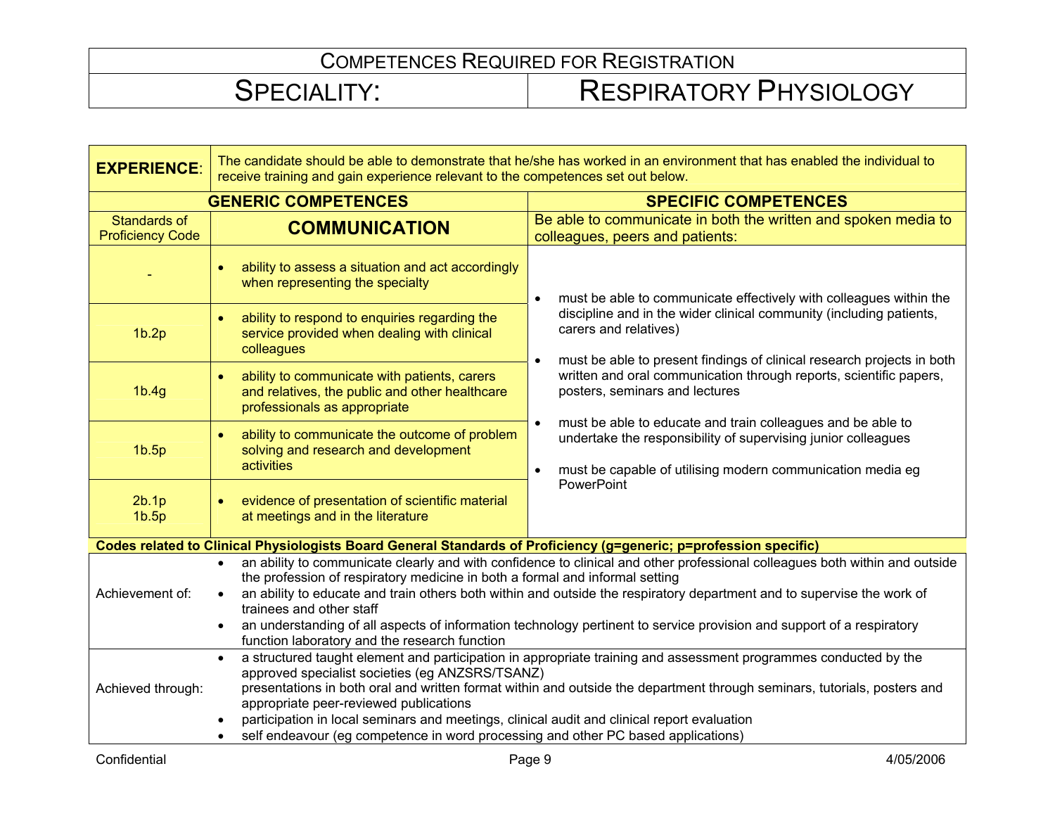# Competences Required for Registration

## Speciality: Respiratory Physiology

| **EXPERIENCE**: | The candidate should be able to demonstrate that he/she has worked in an environment that has enabled the individual to receive training and gain experience relevant to the competences set out below. | |
|---|---|---|
| | **GENERIC COMPETENCES** | **SPECIFIC COMPETENCES** |
| Standards of Proficiency Code | **COMMUNICATION** | Be able to communicate in both the written and spoken media to colleagues, peers and patients: |
| - | • ability to assess a situation and act accordingly when representing the specialty | • must be able to communicate effectively with colleagues within the discipline and in the wider clinical community (including patients, carers and relatives)<br>• must be able to present findings of clinical research projects in both written and oral communication through reports, scientific papers, posters, seminars and lectures<br>• must be able to educate and train colleagues and be able to undertake the responsibility of supervising junior colleagues<br>• must be capable of utilising modern communication media eg PowerPoint |
| 1b.2p | • ability to respond to enquiries regarding the service provided when dealing with clinical colleagues | |
| 1b.4g | • ability to communicate with patients, carers and relatives, the public and other healthcare professionals as appropriate | |
| 1b.5p | • ability to communicate the outcome of problem solving and research and development activities | |
| 2b.1p<br>1b.5p | • evidence of presentation of scientific material at meetings and in the literature | |

**Codes related to Clinical Physiologists Board General Standards of Proficiency (g=generic; p=profession specific)**

| | |
|---|---|
| Achievement of: | • an ability to communicate clearly and with confidence to clinical and other professional colleagues both within and outside the profession of respiratory medicine in both a formal and informal setting<br>• an ability to educate and train others both within and outside the respiratory department and to supervise the work of trainees and other staff<br>• an understanding of all aspects of information technology pertinent to service provision and support of a respiratory function laboratory and the research function |
| Achieved through: | • a structured taught element and participation in appropriate training and assessment programmes conducted by the approved specialist societies (eg ANZSRS/TSANZ)<br>presentations in both oral and written format within and outside the department through seminars, tutorials, posters and appropriate peer-reviewed publications<br>• participation in local seminars and meetings, clinical audit and clinical report evaluation<br>• self endeavour (eg competence in word processing and other PC based applications) |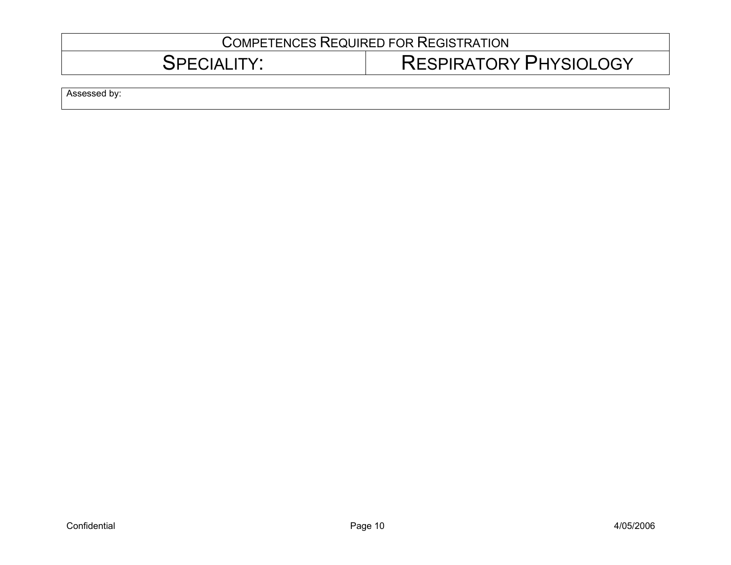| Competences Required for Registration | |
|---|---|
| Speciality: | Respiratory Physiology |

| Assessed by: |
|---|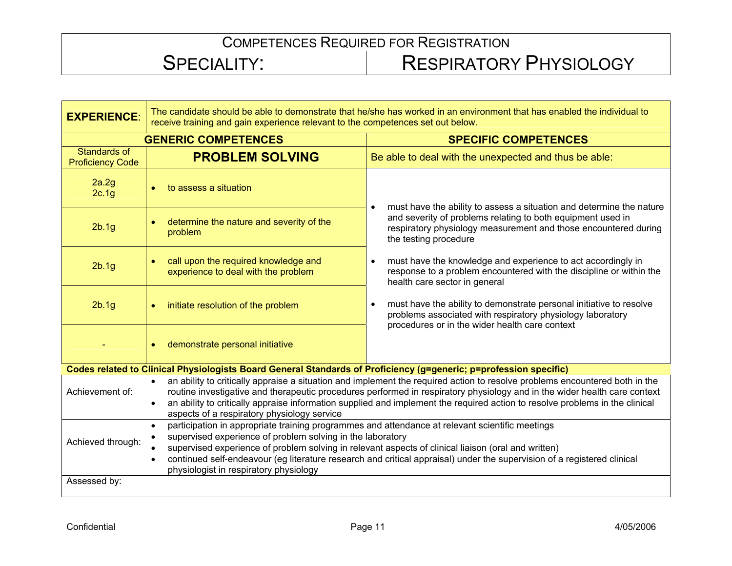# COMPETENCES REQUIRED FOR REGISTRATION

| SPECIALITY: | RESPIRATORY PHYSIOLOGY |
|---|---|

| **EXPERIENCE**: | The candidate should be able to demonstrate that he/she has worked in an environment that has enabled the individual to receive training and gain experience relevant to the competences set out below. | |
|---|---|---|
| | **GENERIC COMPETENCES** | **SPECIFIC COMPETENCES** |
| Standards of Proficiency Code | **PROBLEM SOLVING** | Be able to deal with the unexpected and thus be able: |
| 2a.2g<br>2c.1g | • to assess a situation | • must have the ability to assess a situation and determine the nature and severity of problems relating to both equipment used in respiratory physiology measurement and those encountered during the testing procedure<br><br>• must have the knowledge and experience to act accordingly in response to a problem encountered with the discipline or within the health care sector in general<br><br>• must have the ability to demonstrate personal initiative to resolve problems associated with respiratory physiology laboratory procedures or in the wider health care context |
| 2b.1g | • determine the nature and severity of the problem | |
| 2b.1g | • call upon the required knowledge and experience to deal with the problem | |
| 2b.1g | • initiate resolution of the problem | |
| - | • demonstrate personal initiative | |

**Codes related to Clinical Physiologists Board General Standards of Proficiency (g=generic; p=profession specific)**

| | |
|---|---|
| Achievement of: | • an ability to critically appraise a situation and implement the required action to resolve problems encountered both in the routine investigative and therapeutic procedures performed in respiratory physiology and in the wider health care context<br>• an ability to critically appraise information supplied and implement the required action to resolve problems in the clinical aspects of a respiratory physiology service |
| Achieved through: | • participation in appropriate training programmes and attendance at relevant scientific meetings<br>• supervised experience of problem solving in the laboratory<br>• supervised experience of problem solving in relevant aspects of clinical liaison (oral and written)<br>• continued self-endeavour (eg literature research and critical appraisal) under the supervision of a registered clinical physiologist in respiratory physiology |
| Assessed by: | |

Confidential 4/05/2006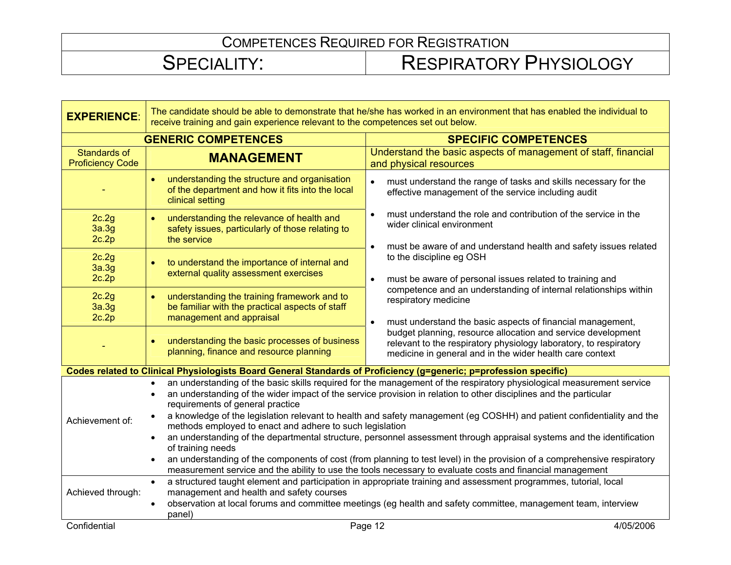# COMPETENCES REQUIRED FOR REGISTRATION

## SPECIALITY: RESPIRATORY PHYSIOLOGY

| **EXPERIENCE**: | The candidate should be able to demonstrate that he/she has worked in an environment that has enabled the individual to receive training and gain experience relevant to the competences set out below. | |
|---|---|---|
| | **GENERIC COMPETENCES** | **SPECIFIC COMPETENCES** |
| Standards of Proficiency Code | **MANAGEMENT** | Understand the basic aspects of management of staff, financial and physical resources |
| - | • understanding the structure and organisation of the department and how it fits into the local clinical setting | • must understand the range of tasks and skills necessary for the effective management of the service including audit<br>• must understand the role and contribution of the service in the wider clinical environment<br>• must be aware of and understand health and safety issues related to the discipline eg OSH<br>• must be aware of personal issues related to training and competence and an understanding of internal relationships within respiratory medicine<br>• must understand the basic aspects of financial management, budget planning, resource allocation and service development relevant to the respiratory physiology laboratory, to respiratory medicine in general and in the wider health care context |
| 2c.2g<br>3a.3g<br>2c.2p | • understanding the relevance of health and safety issues, particularly of those relating to the service | |
| 2c.2g<br>3a.3g<br>2c.2p | • to understand the importance of internal and external quality assessment exercises | |
| 2c.2g<br>3a.3g<br>2c.2p | • understanding the training framework and to be familiar with the practical aspects of staff management and appraisal | |
| - | • understanding the basic processes of business planning, finance and resource planning | |

**Codes related to Clinical Physiologists Board General Standards of Proficiency (g=generic; p=profession specific)**

| | |
|---|---|
| Achievement of: | • an understanding of the basic skills required for the management of the respiratory physiological measurement service<br>• an understanding of the wider impact of the service provision in relation to other disciplines and the particular requirements of general practice<br>• a knowledge of the legislation relevant to health and safety management (eg COSHH) and patient confidentiality and the methods employed to enact and adhere to such legislation<br>• an understanding of the departmental structure, personnel assessment through appraisal systems and the identification of training needs<br>• an understanding of the components of cost (from planning to test level) in the provision of a comprehensive respiratory measurement service and the ability to use the tools necessary to evaluate costs and financial management |
| Achieved through: | • a structured taught element and participation in appropriate training and assessment programmes, tutorial, local management and health and safety courses<br>• observation at local forums and committee meetings (eg health and safety committee, management team, interview panel) |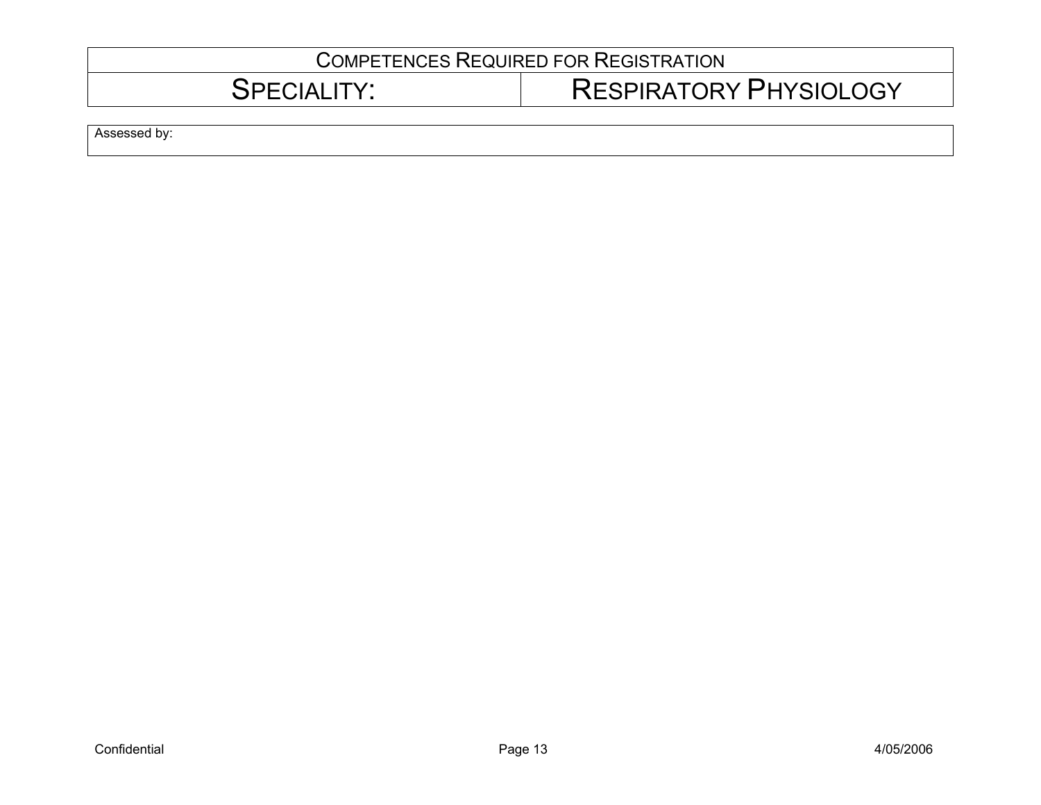| Competences Required for Registration | |
|---|---|
| Speciality: | Respiratory Physiology |

| |
|---|
| Assessed by: |